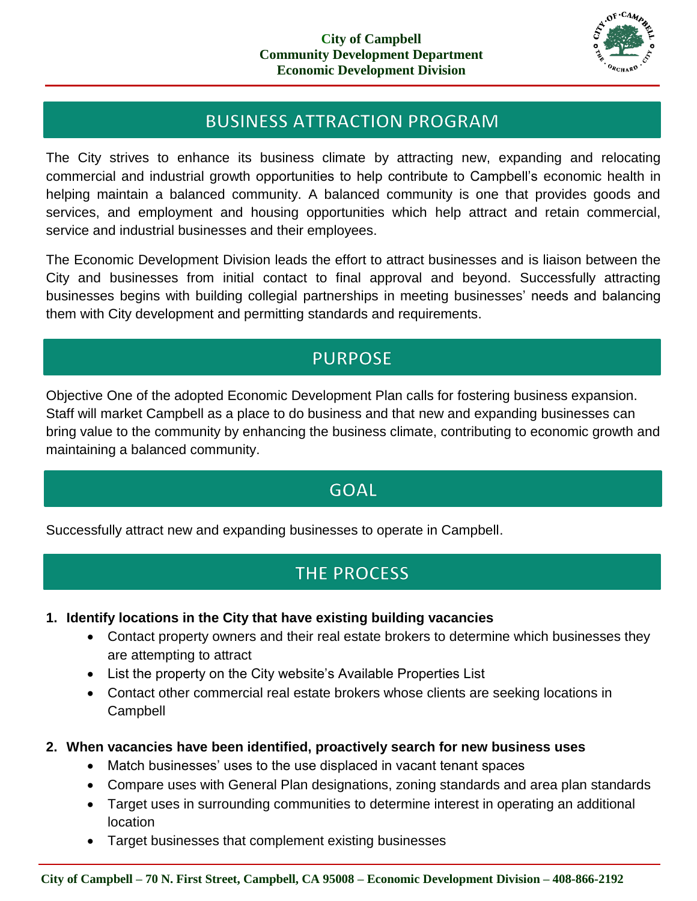**City of Campbell**
**Community Development Department**
**Economic Development Division**

## BUSINESS ATTRACTION PROGRAM

The City strives to enhance its business climate by attracting new, expanding and relocating commercial and industrial growth opportunities to help contribute to Campbell's economic health in helping maintain a balanced community. A balanced community is one that provides goods and services, and employment and housing opportunities which help attract and retain commercial, service and industrial businesses and their employees.

The Economic Development Division leads the effort to attract businesses and is liaison between the City and businesses from initial contact to final approval and beyond. Successfully attracting businesses begins with building collegial partnerships in meeting businesses' needs and balancing them with City development and permitting standards and requirements.

## PURPOSE

Objective One of the adopted Economic Development Plan calls for fostering business expansion. Staff will market Campbell as a place to do business and that new and expanding businesses can bring value to the community by enhancing the business climate, contributing to economic growth and maintaining a balanced community.

## GOAL

Successfully attract new and expanding businesses to operate in Campbell.

## THE PROCESS

1. **Identify locations in the City that have existing building vacancies**
   - Contact property owners and their real estate brokers to determine which businesses they are attempting to attract
   - List the property on the City website's Available Properties List
   - Contact other commercial real estate brokers whose clients are seeking locations in Campbell

2. **When vacancies have been identified, proactively search for new business uses**
   - Match businesses' uses to the use displaced in vacant tenant spaces
   - Compare uses with General Plan designations, zoning standards and area plan standards
   - Target uses in surrounding communities to determine interest in operating an additional location
   - Target businesses that complement existing businesses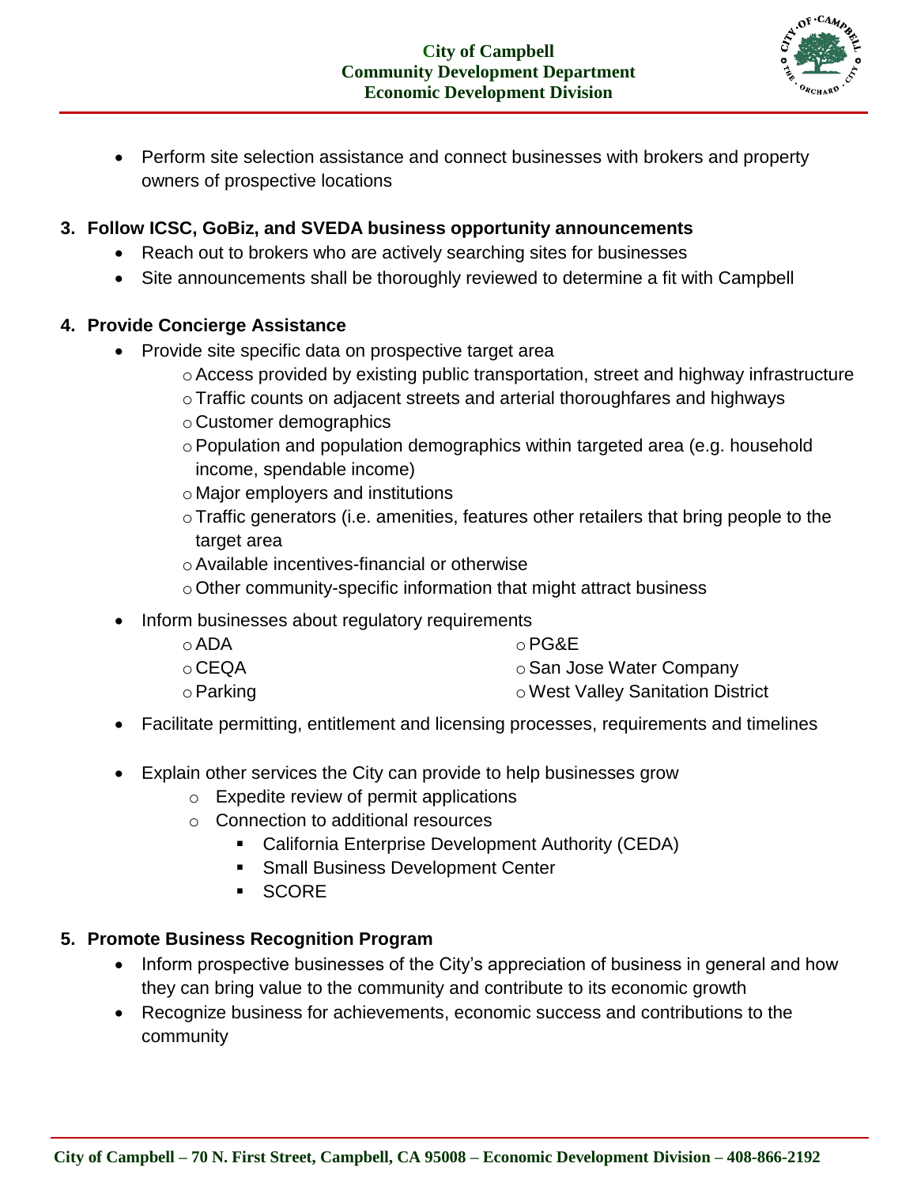- Perform site selection assistance and connect businesses with brokers and property owners of prospective locations

3. **Follow ICSC, GoBiz, and SVEDA business opportunity announcements**
   - Reach out to brokers who are actively searching sites for businesses
   - Site announcements shall be thoroughly reviewed to determine a fit with Campbell

4. **Provide Concierge Assistance**
   - Provide site specific data on prospective target area
     - Access provided by existing public transportation, street and highway infrastructure
     - Traffic counts on adjacent streets and arterial thoroughfares and highways
     - Customer demographics
     - Population and population demographics within targeted area (e.g. household income, spendable income)
     - Major employers and institutions
     - Traffic generators (i.e. amenities, features other retailers that bring people to the target area
     - Available incentives-financial or otherwise
     - Other community-specific information that might attract business
   - Inform businesses about regulatory requirements
     - ADA
     - CEQA
     - Parking
     - PG&E
     - San Jose Water Company
     - West Valley Sanitation District
   - Facilitate permitting, entitlement and licensing processes, requirements and timelines
   - Explain other services the City can provide to help businesses grow
     - Expedite review of permit applications
     - Connection to additional resources
       - California Enterprise Development Authority (CEDA)
       - Small Business Development Center
       - SCORE

5. **Promote Business Recognition Program**
   - Inform prospective businesses of the City's appreciation of business in general and how they can bring value to the community and contribute to its economic growth
   - Recognize business for achievements, economic success and contributions to the community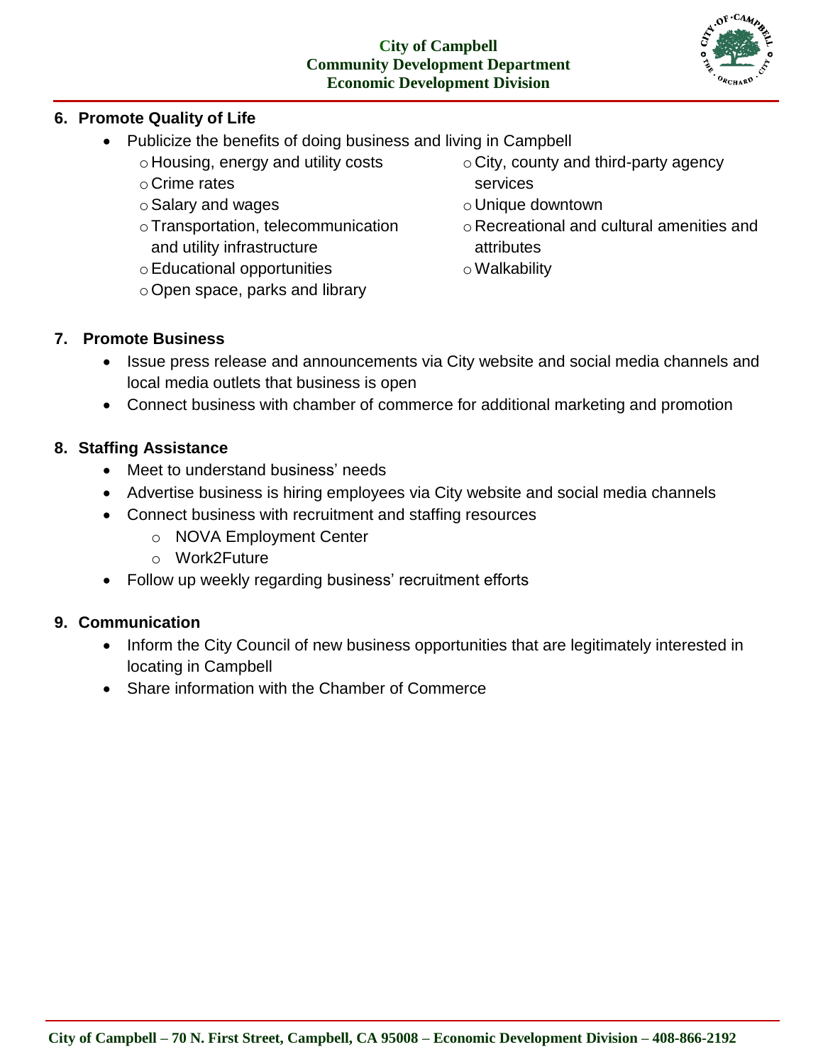## 6. Promote Quality of Life

- Publicize the benefits of doing business and living in Campbell
  - Housing, energy and utility costs
  - Crime rates
  - Salary and wages
  - Transportation, telecommunication and utility infrastructure
  - Educational opportunities
  - Open space, parks and library
  - City, county and third-party agency services
  - Unique downtown
  - Recreational and cultural amenities and attributes
  - Walkability

## 7. Promote Business

- Issue press release and announcements via City website and social media channels and local media outlets that business is open
- Connect business with chamber of commerce for additional marketing and promotion

## 8. Staffing Assistance

- Meet to understand business' needs
- Advertise business is hiring employees via City website and social media channels
- Connect business with recruitment and staffing resources
  - NOVA Employment Center
  - Work2Future
- Follow up weekly regarding business' recruitment efforts

## 9. Communication

- Inform the City Council of new business opportunities that are legitimately interested in locating in Campbell
- Share information with the Chamber of Commerce